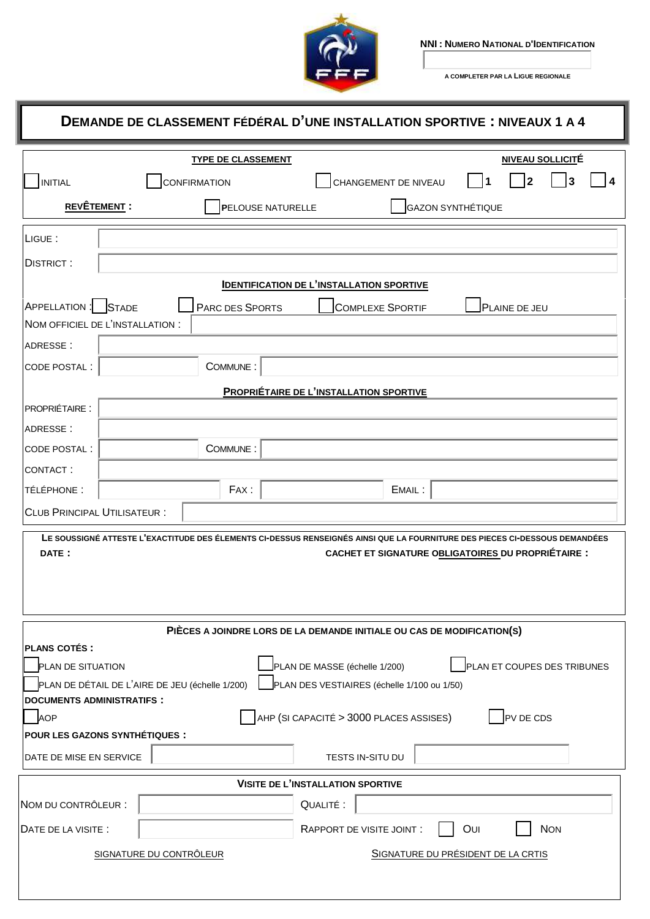**NNI : NUMERO NATIONAL D'IDENTIFICATION**

A COMPLETER PAR LA LIGUE REGIONALE

# DEMANDE DE CLASSEMENT FÉDÉRAL D'UNE INSTALLATION SPORTIVE : NIVEAUX 1 A 4

**TYPE DE CLASSEMENT**

☐ INITIAL ☐ CONFIRMATION ☐ CHANGEMENT DE NIVEAU

**NIVEAU SOLLICITÉ**

☐ **1** ☐ **2** ☐ **3** ☐ **4**

**REVÊTEMENT :** ☐ PELOUSE NATURELLE ☐ GAZON SYNTHÉTIQUE

LIGUE :

DISTRICT :

**IDENTIFICATION DE L'INSTALLATION SPORTIVE**

APPELLATION : ☐ STADE ☐ PARC DES SPORTS ☐ COMPLEXE SPORTIF ☐ PLAINE DE JEU

NOM OFFICIEL DE L'INSTALLATION :

ADRESSE :

CODE POSTAL : COMMUNE :

**PROPRIÉTAIRE DE L'INSTALLATION SPORTIVE**

PROPRIÉTAIRE :

ADRESSE :

CODE POSTAL : COMMUNE :

CONTACT :

TÉLÉPHONE : FAX : EMAIL :

CLUB PRINCIPAL UTILISATEUR :

**LE SOUSSIGNÉ ATTESTE L'EXACTITUDE DES ÉLEMENTS CI-DESSUS RENSEIGNÉS AINSI QUE LA FOURNITURE DES PIECES CI-DESSOUS DEMANDÉES**

**DATE :** **CACHET ET SIGNATURE OBLIGATOIRES DU PROPRIÉTAIRE :**

**PIÈCES A JOINDRE LORS DE LA DEMANDE INITIALE OU CAS DE MODIFICATION(S)**

**PLANS COTÉS :**

☐ PLAN DE SITUATION ☐ PLAN DE MASSE (échelle 1/200) ☐ PLAN ET COUPES DES TRIBUNES

☐ PLAN DE DÉTAIL DE L'AIRE DE JEU (échelle 1/200) ☐ PLAN DES VESTIAIRES (échelle 1/100 ou 1/50)

**DOCUMENTS ADMINISTRATIFS :**

☐ AOP ☐ AHP (SI CAPACITÉ > 3000 PLACES ASSISES) ☐ PV DE CDS

**POUR LES GAZONS SYNTHÉTIQUES :**

DATE DE MISE EN SERVICE TESTS IN-SITU DU

**VISITE DE L'INSTALLATION SPORTIVE**

NOM DU CONTRÔLEUR : QUALITÉ :

DATE DE LA VISITE : RAPPORT DE VISITE JOINT : ☐ OUI ☐ NON

SIGNATURE DU CONTRÔLEUR SIGNATURE DU PRÉSIDENT DE LA CRTIS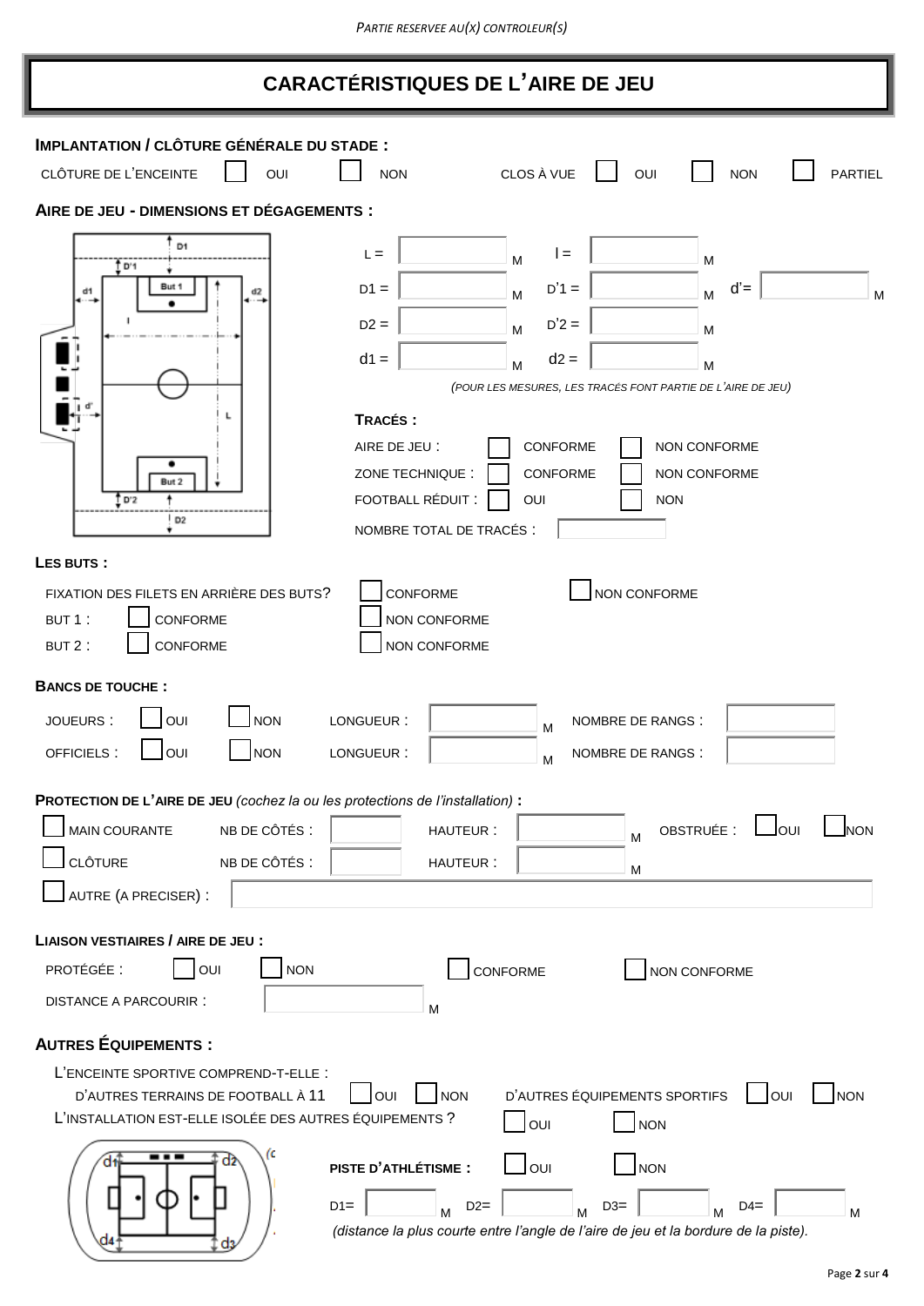*PARTIE RESERVEE AU(X) CONTROLEUR(S)*

# CARACTÉRISTIQUES DE L'AIRE DE JEU

### IMPLANTATION / CLÔTURE GÉNÉRALE DU STADE :

CLÔTURE DE L'ENCEINTE ☐ OUI ☐ NON    CLOS À VUE ☐ OUI ☐ NON ☐ PARTIEL

### AIRE DE JEU - DIMENSIONS ET DÉGAGEMENTS :

L = ____ M    l = ____ M

D1 = ____ M    D'1 = ____ M    d'= ____ M

D2 = ____ M    D'2 = ____ M

d1 = ____ M    d2 = ____ M

*(POUR LES MESURES, LES TRACÉS FONT PARTIE DE L'AIRE DE JEU)*

**TRACÉS :**

AIRE DE JEU : ☐ CONFORME ☐ NON CONFORME

ZONE TECHNIQUE : ☐ CONFORME ☐ NON CONFORME

FOOTBALL RÉDUIT : ☐ OUI ☐ NON

NOMBRE TOTAL DE TRACÉS : ____

### LES BUTS :

FIXATION DES FILETS EN ARRIÈRE DES BUTS? ☐ CONFORME ☐ NON CONFORME

BUT 1 : ☐ CONFORME ☐ NON CONFORME

BUT 2 : ☐ CONFORME ☐ NON CONFORME

### BANCS DE TOUCHE :

JOUEURS : ☐ OUI ☐ NON    LONGUEUR : ____ M    NOMBRE DE RANGS : ____

OFFICIELS : ☐ OUI ☐ NON    LONGUEUR : ____ M    NOMBRE DE RANGS : ____

### PROTECTION DE L'AIRE DE JEU *(cochez la ou les protections de l'installation)* :

☐ MAIN COURANTE    NB DE CÔTÉS : ____    HAUTEUR : ____ M    OBSTRUÉE : ☐ OUI ☐ NON

☐ CLÔTURE    NB DE CÔTÉS : ____    HAUTEUR : ____ M

☐ AUTRE (A PRECISER) : ____

### LIAISON VESTIAIRES / AIRE DE JEU :

PROTÉGÉE : ☐ OUI ☐ NON    ☐ CONFORME ☐ NON CONFORME

DISTANCE A PARCOURIR : ____ M

### AUTRES ÉQUIPEMENTS :

L'ENCEINTE SPORTIVE COMPREND-T-ELLE :

D'AUTRES TERRAINS DE FOOTBALL À 11 ☐ OUI ☐ NON    D'AUTRES ÉQUIPEMENTS SPORTIFS ☐ OUI ☐ NON

L'INSTALLATION EST-ELLE ISOLÉE DES AUTRES ÉQUIPEMENTS ? ☐ OUI ☐ NON

**PISTE D'ATHLÉTISME :** ☐ OUI ☐ NON

D1= ____ M    D2= ____ M    D3= ____ M    D4= ____ M

*(distance la plus courte entre l'angle de l'aire de jeu et la bordure de la piste).*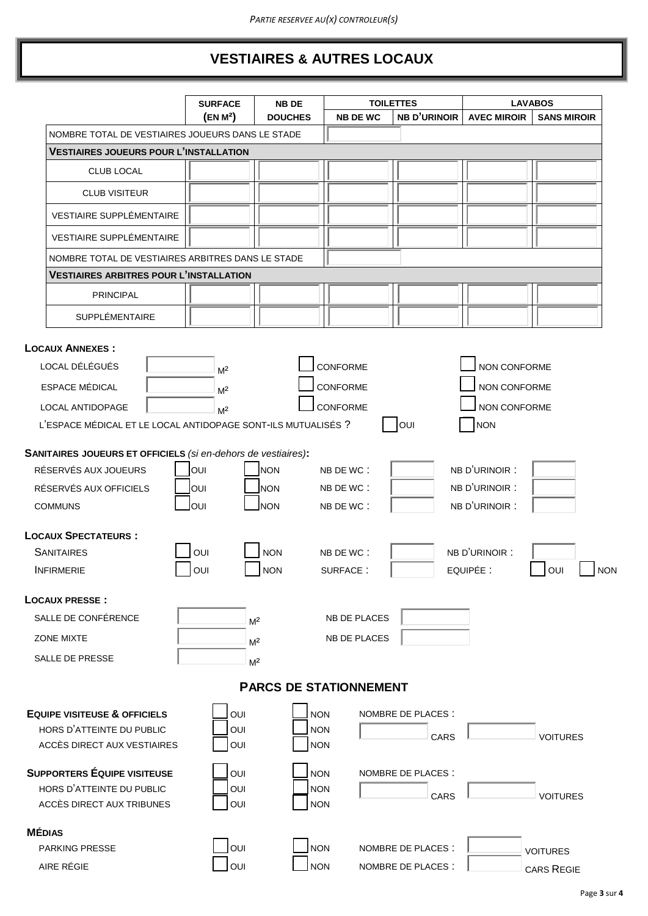*PARTIE RESERVEE AU(X) CONTROLEUR(S)*

# VESTIAIRES & AUTRES LOCAUX

| | SURFACE (EN M²) | NB DE DOUCHES | TOILETTES | | LAVABOS | |
|---|---|---|---|---|---|---|
| | | | NB DE WC | NB D'URINOIR | AVEC MIROIR | SANS MIROIR |
| NOMBRE TOTAL DE VESTIAIRES JOUEURS DANS LE STADE | | | | | | |
| **VESTIAIRES JOUEURS POUR L'INSTALLATION** | | | | | | |
| CLUB LOCAL | | | | | | |
| CLUB VISITEUR | | | | | | |
| VESTIAIRE SUPPLÉMENTAIRE | | | | | | |
| VESTIAIRE SUPPLÉMENTAIRE | | | | | | |
| NOMBRE TOTAL DE VESTIAIRES ARBITRES DANS LE STADE | | | | | | |
| **VESTIAIRES ARBITRES POUR L'INSTALLATION** | | | | | | |
| PRINCIPAL | | | | | | |
| SUPPLÉMENTAIRE | | | | | | |

**LOCAUX ANNEXES :**

LOCAL DÉLÉGUÉS ☐ M² ☐ CONFORME ☐ NON CONFORME

ESPACE MÉDICAL ☐ M² ☐ CONFORME ☐ NON CONFORME

LOCAL ANTIDOPAGE ☐ M² ☐ CONFORME ☐ NON CONFORME

L'ESPACE MÉDICAL ET LE LOCAL ANTIDOPAGE SONT-ILS MUTUALISÉS ? ☐ OUI ☐ NON

**SANITAIRES JOUEURS ET OFFICIELS** *(si en-dehors de vestiaires)***:**

RÉSERVÉS AUX JOUEURS ☐ OUI ☐ NON NB DE WC : ☐ NB D'URINOIR : ☐

RÉSERVÉS AUX OFFICIELS ☐ OUI ☐ NON NB DE WC : ☐ NB D'URINOIR : ☐

COMMUNS ☐ OUI ☐ NON NB DE WC : ☐ NB D'URINOIR : ☐

**LOCAUX SPECTATEURS :**

SANITAIRES ☐ OUI ☐ NON NB DE WC : ☐ NB D'URINOIR : ☐

INFIRMERIE ☐ OUI ☐ NON SURFACE : ☐ EQUIPÉE : ☐ OUI ☐ NON

**LOCAUX PRESSE :**

SALLE DE CONFÉRENCE ☐ M² NB DE PLACES ☐

ZONE MIXTE ☐ M² NB DE PLACES ☐

SALLE DE PRESSE ☐ M²

## PARCS DE STATIONNEMENT

**EQUIPE VISITEUSE & OFFICIELS** ☐ OUI ☐ NON NOMBRE DE PLACES :

HORS D'ATTEINTE DU PUBLIC ☐ OUI ☐ NON ☐ CARS ☐ VOITURES

ACCÈS DIRECT AUX VESTIAIRES ☐ OUI ☐ NON

**SUPPORTERS ÉQUIPE VISITEUSE** ☐ OUI ☐ NON NOMBRE DE PLACES :

HORS D'ATTEINTE DU PUBLIC ☐ OUI ☐ NON ☐ CARS ☐ VOITURES

ACCÈS DIRECT AUX TRIBUNES ☐ OUI ☐ NON

**MÉDIAS**

PARKING PRESSE ☐ OUI ☐ NON NOMBRE DE PLACES : ☐ VOITURES

AIRE RÉGIE ☐ OUI ☐ NON NOMBRE DE PLACES : ☐ CARS REGIE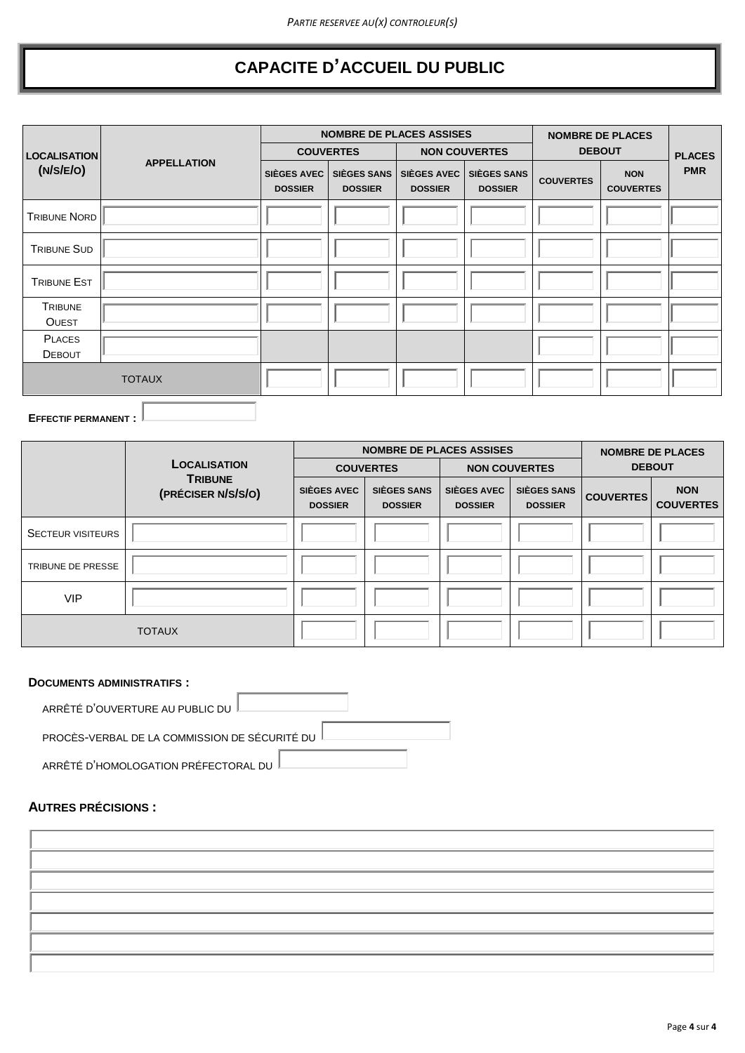*PARTIE RESERVEE AU(X) CONTROLEUR(S)*

# CAPACITE D'ACCUEIL DU PUBLIC

| LOCALISATION (N/S/E/O) | APPELLATION | NOMBRE DE PLACES ASSISES | | | | NOMBRE DE PLACES DEBOUT | | PLACES PMR |
|---|---|---|---|---|---|---|---|---|
| | | COUVERTES | | NON COUVERTES | | | | |
| | | SIÈGES AVEC DOSSIER | SIÈGES SANS DOSSIER | SIÈGES AVEC DOSSIER | SIÈGES SANS DOSSIER | COUVERTES | NON COUVERTES | |
| TRIBUNE NORD | | | | | | | | |
| TRIBUNE SUD | | | | | | | | |
| TRIBUNE EST | | | | | | | | |
| TRIBUNE OUEST | | | | | | | | |
| PLACES DEBOUT | | | | | | | | |
| TOTAUX | | | | | | | | |

**EFFECTIF PERMANENT :**

| | LOCALISATION TRIBUNE (PRÉCISER N/S/S/O) | NOMBRE DE PLACES ASSISES | | | | NOMBRE DE PLACES DEBOUT | |
|---|---|---|---|---|---|---|---|
| | | COUVERTES | | NON COUVERTES | | | |
| | | SIÈGES AVEC DOSSIER | SIÈGES SANS DOSSIER | SIÈGES AVEC DOSSIER | SIÈGES SANS DOSSIER | COUVERTES | NON COUVERTES |
| SECTEUR VISITEURS | | | | | | | |
| TRIBUNE DE PRESSE | | | | | | | |
| VIP | | | | | | | |
| TOTAUX | | | | | | | |

**DOCUMENTS ADMINISTRATIFS :**

ARRÊTÉ D'OUVERTURE AU PUBLIC DU

PROCÈS-VERBAL DE LA COMMISSION DE SÉCURITÉ DU

ARRÊTÉ D'HOMOLOGATION PRÉFECTORAL DU

**AUTRES PRÉCISIONS :**